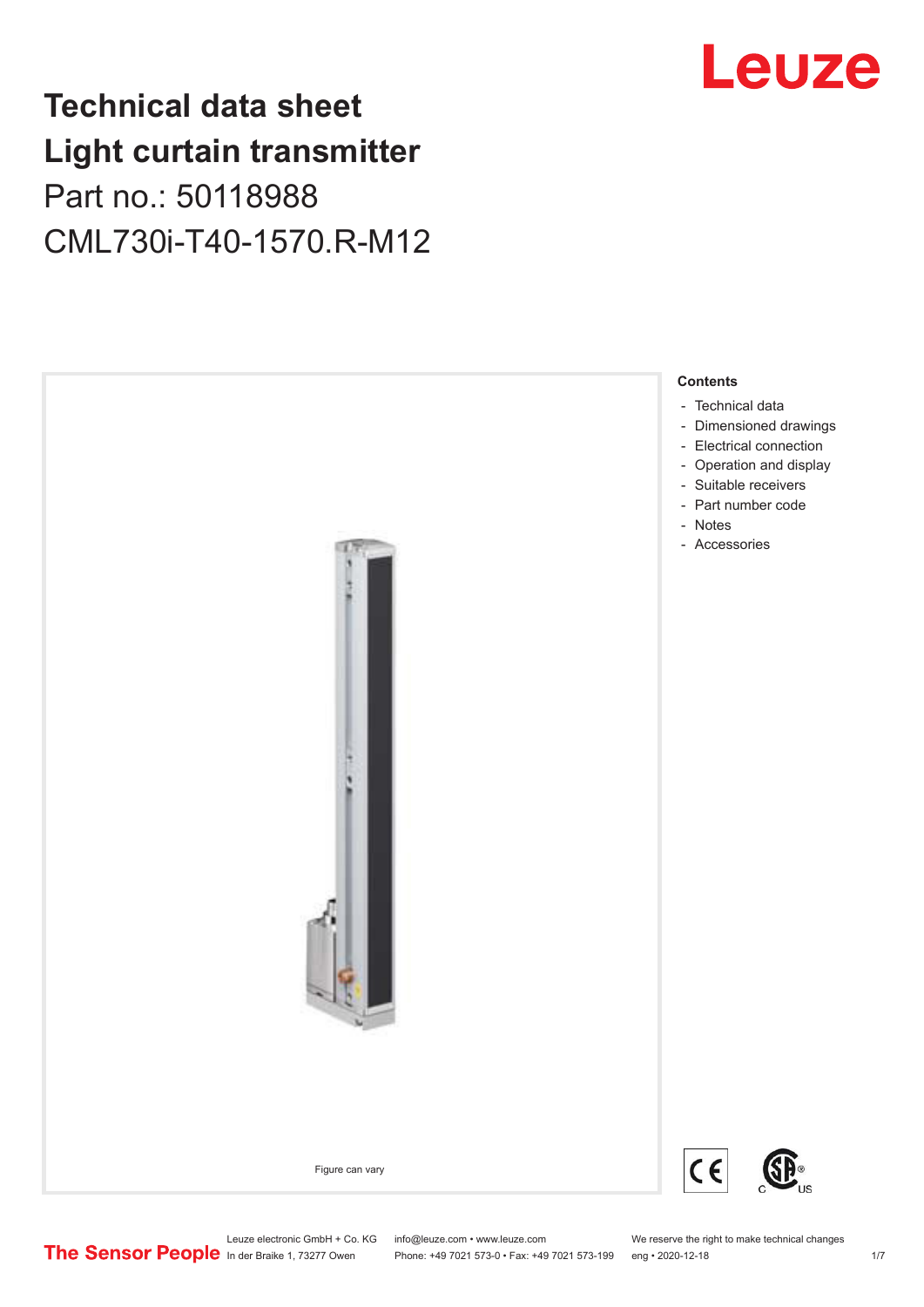# Technical data sheet
# Light curtain transmitter
## Part no.: 50118988
## CML730i-T40-1570.R-M12

Leuze

Figure can vary

**Contents**

- Technical data
- Dimensioned drawings
- Electrical connection
- Operation and display
- Suitable receivers
- Part number code
- Notes
- Accessories

Leuze electronic GmbH + Co. KG
In der Braike 1, 73277 Owen

info@leuze.com • www.leuze.com
Phone: +49 7021 573-0 • Fax: +49 7021 573-199

We reserve the right to make technical changes
eng • 2020-12-18

The Sensor People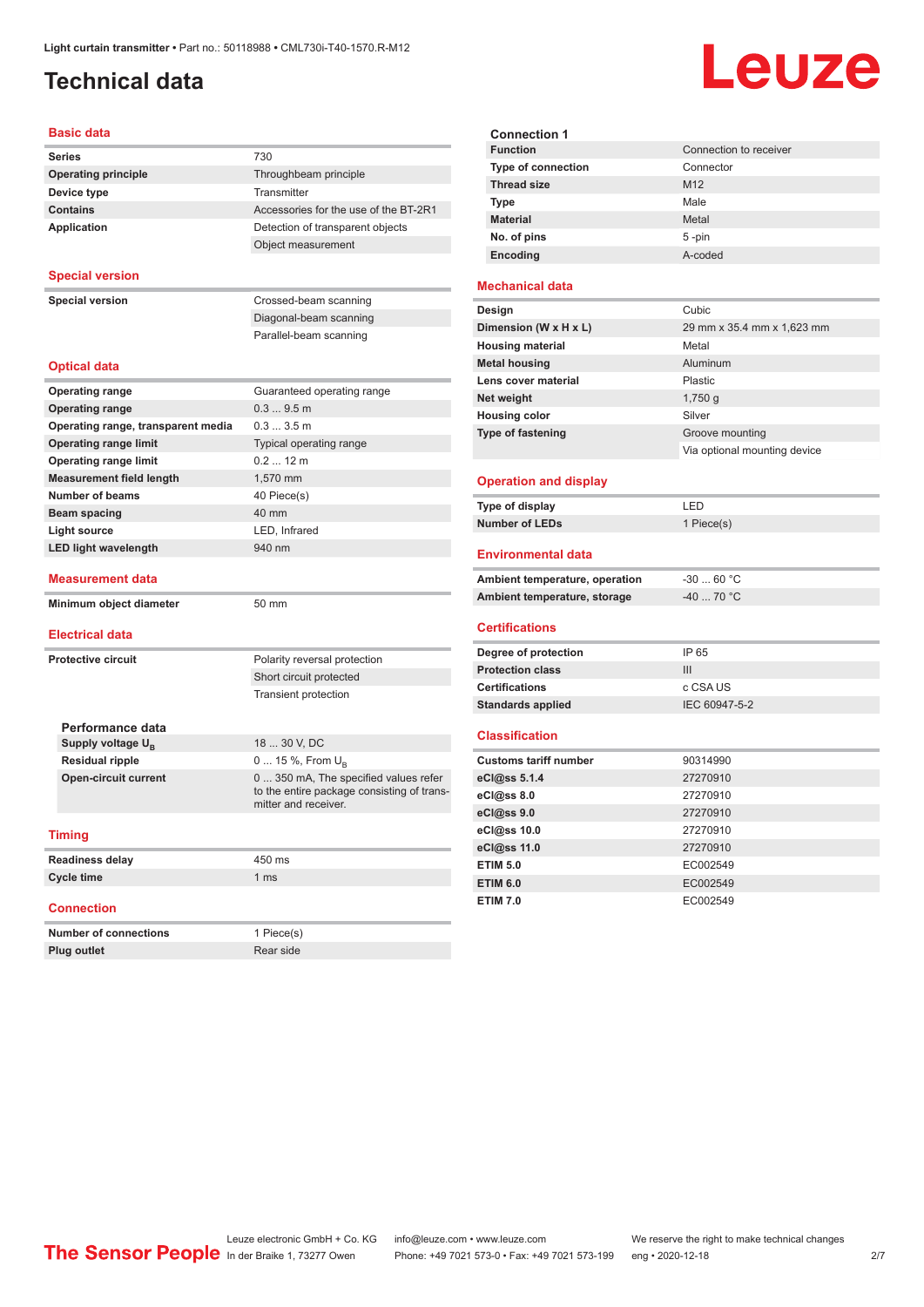# Technical data

## Basic data

| | |
|---|---|
| **Series** | 730 |
| **Operating principle** | Throughbeam principle |
| **Device type** | Transmitter |
| **Contains** | Accessories for the use of the BT-2R1 |
| **Application** | Detection of transparent objects |
| | Object measurement |

## Special version

| | |
|---|---|
| **Special version** | Crossed-beam scanning |
| | Diagonal-beam scanning |
| | Parallel-beam scanning |

## Optical data

| | |
|---|---|
| **Operating range** | Guaranteed operating range |
| **Operating range** | 0.3 ... 9.5 m |
| **Operating range, transparent media** | 0.3 ... 3.5 m |
| **Operating range limit** | Typical operating range |
| **Operating range limit** | 0.2 ... 12 m |
| **Measurement field length** | 1,570 mm |
| **Number of beams** | 40 Piece(s) |
| **Beam spacing** | 40 mm |
| **Light source** | LED, Infrared |
| **LED light wavelength** | 940 nm |

## Measurement data

| | |
|---|---|
| **Minimum object diameter** | 50 mm |

## Electrical data

| | |
|---|---|
| **Protective circuit** | Polarity reversal protection |
| | Short circuit protected |
| | Transient protection |

### Performance data

| | |
|---|---|
| **Supply voltage $U_B$** | 18 ... 30 V, DC |
| **Residual ripple** | 0 ... 15 %, From $U_B$ |
| **Open-circuit current** | 0 ... 350 mA, The specified values refer to the entire package consisting of transmitter and receiver. |

## Timing

| | |
|---|---|
| **Readiness delay** | 450 ms |
| **Cycle time** | 1 ms |

## Connection

| | |
|---|---|
| **Number of connections** | 1 Piece(s) |
| **Plug outlet** | Rear side |

### Connection 1

| | |
|---|---|
| **Function** | Connection to receiver |
| **Type of connection** | Connector |
| **Thread size** | M12 |
| **Type** | Male |
| **Material** | Metal |
| **No. of pins** | 5 -pin |
| **Encoding** | A-coded |

## Mechanical data

| | |
|---|---|
| **Design** | Cubic |
| **Dimension (W x H x L)** | 29 mm x 35.4 mm x 1,623 mm |
| **Housing material** | Metal |
| **Metal housing** | Aluminum |
| **Lens cover material** | Plastic |
| **Net weight** | 1,750 g |
| **Housing color** | Silver |
| **Type of fastening** | Groove mounting |
| | Via optional mounting device |

## Operation and display

| | |
|---|---|
| **Type of display** | LED |
| **Number of LEDs** | 1 Piece(s) |

## Environmental data

| | |
|---|---|
| **Ambient temperature, operation** | -30 ... 60 °C |
| **Ambient temperature, storage** | -40 ... 70 °C |

## Certifications

| | |
|---|---|
| **Degree of protection** | IP 65 |
| **Protection class** | III |
| **Certifications** | c CSA US |
| **Standards applied** | IEC 60947-5-2 |

## Classification

| | |
|---|---|
| **Customs tariff number** | 90314990 |
| **eCl@ss 5.1.4** | 27270910 |
| **eCl@ss 8.0** | 27270910 |
| **eCl@ss 9.0** | 27270910 |
| **eCl@ss 10.0** | 27270910 |
| **eCl@ss 11.0** | 27270910 |
| **ETIM 5.0** | EC002549 |
| **ETIM 6.0** | EC002549 |
| **ETIM 7.0** | EC002549 |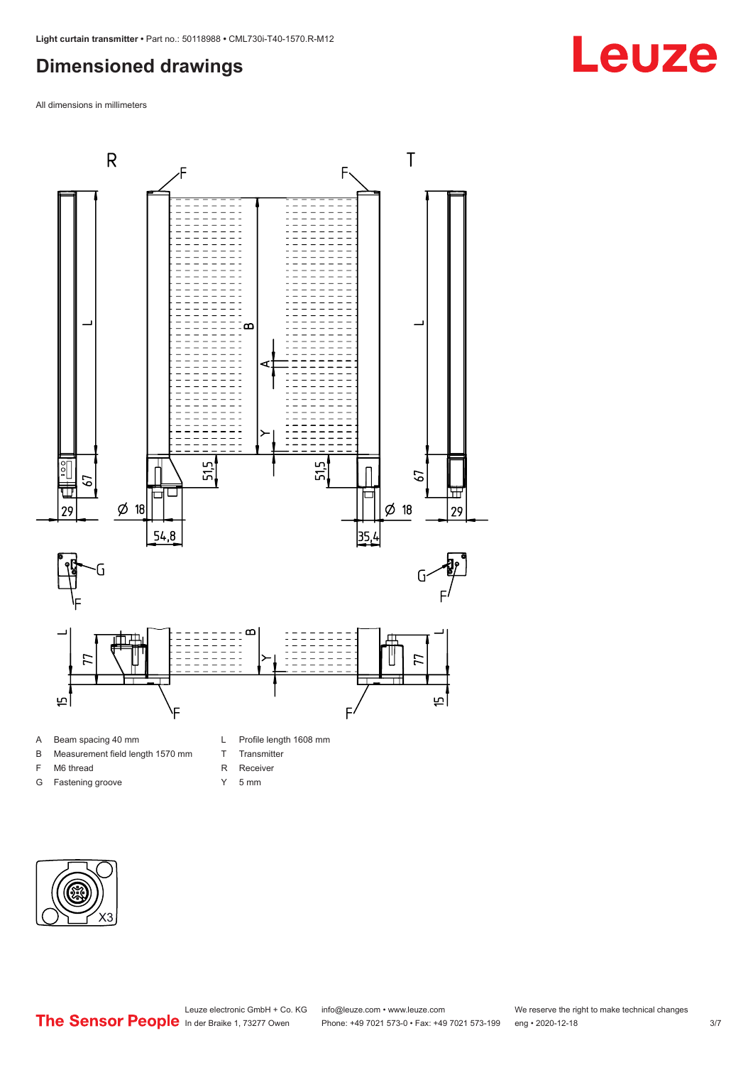# Dimensioned drawings

All dimensions in millimeters

| | | | |
|---|---|---|---|
| A | Beam spacing 40 mm | L | Profile length 1608 mm |
| B | Measurement field length 1570 mm | T | Transmitter |
| F | M6 thread | R | Receiver |
| G | Fastening groove | Y | 5 mm |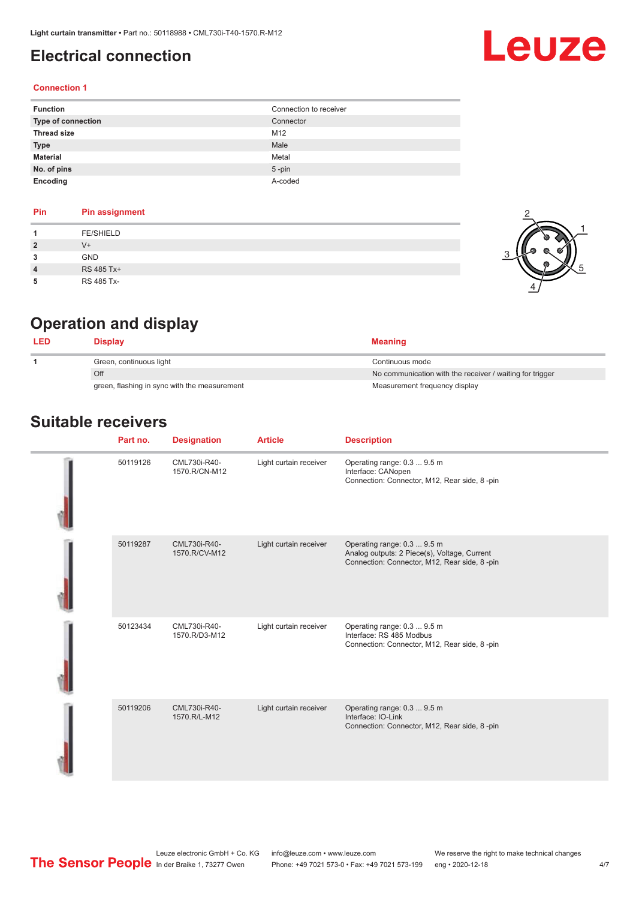# Electrical connection

### Connection 1

| Function | Connection to receiver |
|---|---|
| Type of connection | Connector |
| Thread size | M12 |
| Type | Male |
| Material | Metal |
| No. of pins | 5 -pin |
| Encoding | A-coded |

| Pin | Pin assignment |
|---|---|
| 1 | FE/SHIELD |
| 2 | V+ |
| 3 | GND |
| 4 | RS 485 Tx+ |
| 5 | RS 485 Tx- |

# Operation and display

| LED | Display | Meaning |
|---|---|---|
| 1 | Green, continuous light | Continuous mode |
| | Off | No communication with the receiver / waiting for trigger |
| | green, flashing in sync with the measurement | Measurement frequency display |

# Suitable receivers

| Part no. | Designation | Article | Description |
|---|---|---|---|
| 50119126 | CML730i-R40-1570.R/CN-M12 | Light curtain receiver | Operating range: 0.3 ... 9.5 m<br>Interface: CANopen<br>Connection: Connector, M12, Rear side, 8 -pin |
| 50119287 | CML730i-R40-1570.R/CV-M12 | Light curtain receiver | Operating range: 0.3 ... 9.5 m<br>Analog outputs: 2 Piece(s), Voltage, Current<br>Connection: Connector, M12, Rear side, 8 -pin |
| 50123434 | CML730i-R40-1570.R/D3-M12 | Light curtain receiver | Operating range: 0.3 ... 9.5 m<br>Interface: RS 485 Modbus<br>Connection: Connector, M12, Rear side, 8 -pin |
| 50119206 | CML730i-R40-1570.R/L-M12 | Light curtain receiver | Operating range: 0.3 ... 9.5 m<br>Interface: IO-Link<br>Connection: Connector, M12, Rear side, 8 -pin |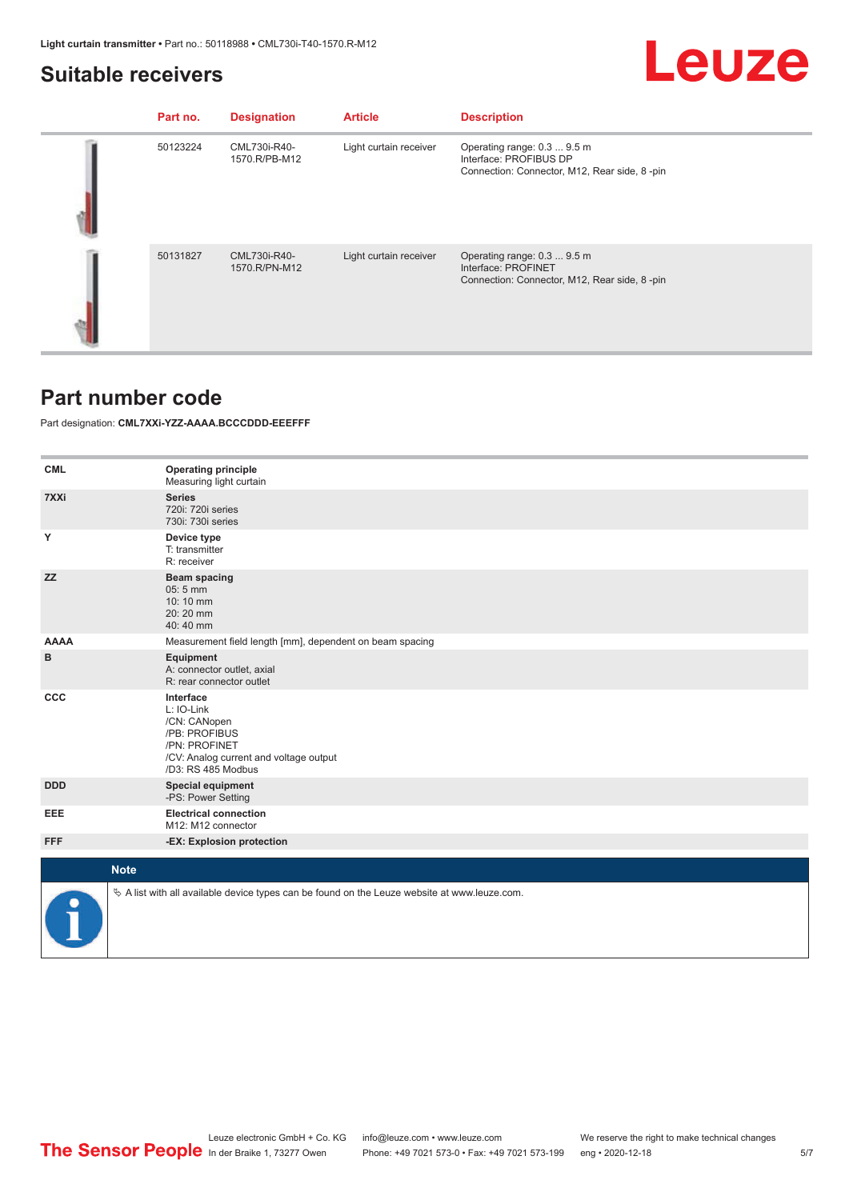## Suitable receivers

| Part no. | Designation | Article | Description |
|---|---|---|---|
| 50123224 | CML730i-R40-1570.R/PB-M12 | Light curtain receiver | Operating range: 0.3 ... 9.5 m<br>Interface: PROFIBUS DP<br>Connection: Connector, M12, Rear side, 8 -pin |
| 50131827 | CML730i-R40-1570.R/PN-M12 | Light curtain receiver | Operating range: 0.3 ... 9.5 m<br>Interface: PROFINET<br>Connection: Connector, M12, Rear side, 8 -pin |

## Part number code

Part designation: **CML7XXi-YZZ-AAAA.BCCCDDD-EEEFFF**

| | |
|---|---|
| **CML** | **Operating principle**<br>Measuring light curtain |
| **7XXi** | **Series**<br>720i: 720i series<br>730i: 730i series |
| **Y** | **Device type**<br>T: transmitter<br>R: receiver |
| **ZZ** | **Beam spacing**<br>05: 5 mm<br>10: 10 mm<br>20: 20 mm<br>40: 40 mm |
| **AAAA** | Measurement field length [mm], dependent on beam spacing |
| **B** | **Equipment**<br>A: connector outlet, axial<br>R: rear connector outlet |
| **CCC** | **Interface**<br>L: IO-Link<br>/CN: CANopen<br>/PB: PROFIBUS<br>/PN: PROFINET<br>/CV: Analog current and voltage output<br>/D3: RS 485 Modbus |
| **DDD** | **Special equipment**<br>-PS: Power Setting |
| **EEE** | **Electrical connection**<br>M12: M12 connector |
| **FFF** | **-EX: Explosion protection** |

**Note**

✎ A list with all available device types can be found on the Leuze website at www.leuze.com.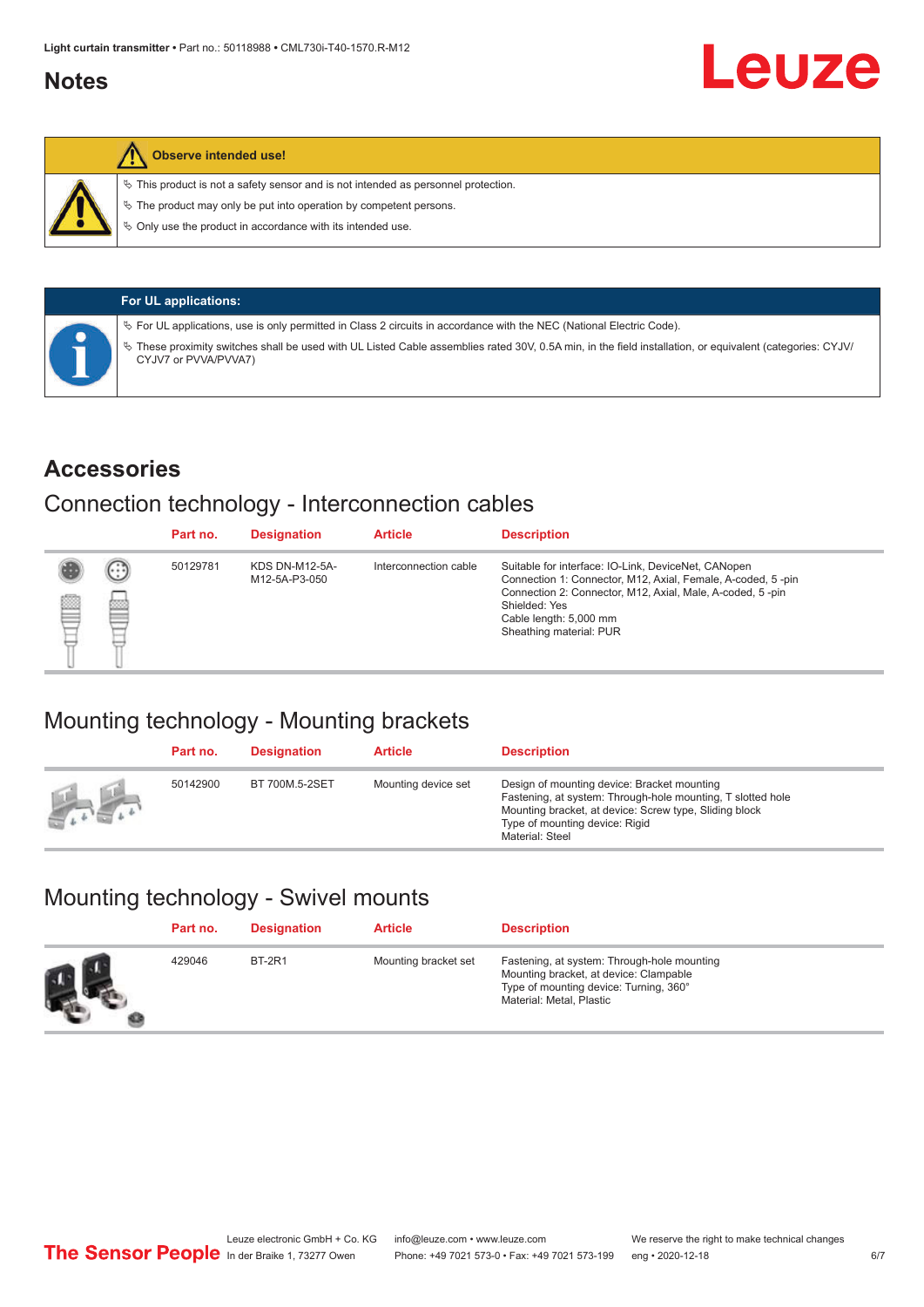# Notes

**Observe intended use!**

- This product is not a safety sensor and is not intended as personnel protection.
- The product may only be put into operation by competent persons.
- Only use the product in accordance with its intended use.

**For UL applications:**

- For UL applications, use is only permitted in Class 2 circuits in accordance with the NEC (National Electric Code).
- These proximity switches shall be used with UL Listed Cable assemblies rated 30V, 0.5A min, in the field installation, or equivalent (categories: CYJV/ CYJV7 or PVVA/PVVA7)

# Accessories

## Connection technology - Interconnection cables

| Part no. | Designation | Article | Description |
|---|---|---|---|
| 50129781 | KDS DN-M12-5A-M12-5A-P3-050 | Interconnection cable | Suitable for interface: IO-Link, DeviceNet, CANopen<br>Connection 1: Connector, M12, Axial, Female, A-coded, 5 -pin<br>Connection 2: Connector, M12, Axial, Male, A-coded, 5 -pin<br>Shielded: Yes<br>Cable length: 5,000 mm<br>Sheathing material: PUR |

## Mounting technology - Mounting brackets

| Part no. | Designation | Article | Description |
|---|---|---|---|
| 50142900 | BT 700M.5-2SET | Mounting device set | Design of mounting device: Bracket mounting<br>Fastening, at system: Through-hole mounting, T slotted hole<br>Mounting bracket, at device: Screw type, Sliding block<br>Type of mounting device: Rigid<br>Material: Steel |

## Mounting technology - Swivel mounts

| Part no. | Designation | Article | Description |
|---|---|---|---|
| 429046 | BT-2R1 | Mounting bracket set | Fastening, at system: Through-hole mounting<br>Mounting bracket, at device: Clampable<br>Type of mounting device: Turning, 360°<br>Material: Metal, Plastic |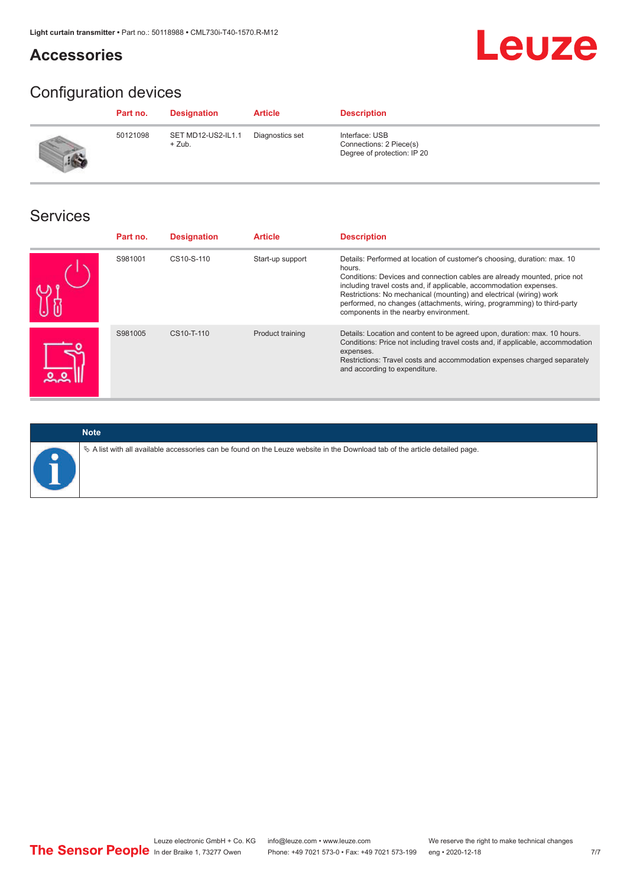## Accessories

### Configuration devices

| | Part no. | Designation | Article | Description |
|---|---|---|---|---|
| | 50121098 | SET MD12-US2-IL1.1 + Zub. | Diagnostics set | Interface: USB<br>Connections: 2 Piece(s)<br>Degree of protection: IP 20 |

### Services

| | Part no. | Designation | Article | Description |
|---|---|---|---|---|
| | S981001 | CS10-S-110 | Start-up support | Details: Performed at location of customer's choosing, duration: max. 10 hours.<br>Conditions: Devices and connection cables are already mounted, price not including travel costs and, if applicable, accommodation expenses.<br>Restrictions: No mechanical (mounting) and electrical (wiring) work performed, no changes (attachments, wiring, programming) to third-party components in the nearby environment. |
| | S981005 | CS10-T-110 | Product training | Details: Location and content to be agreed upon, duration: max. 10 hours.<br>Conditions: Price not including travel costs and, if applicable, accommodation expenses.<br>Restrictions: Travel costs and accommodation expenses charged separately and according to expenditure. |

**Note**

↳ A list with all available accessories can be found on the Leuze website in the Download tab of the article detailed page.